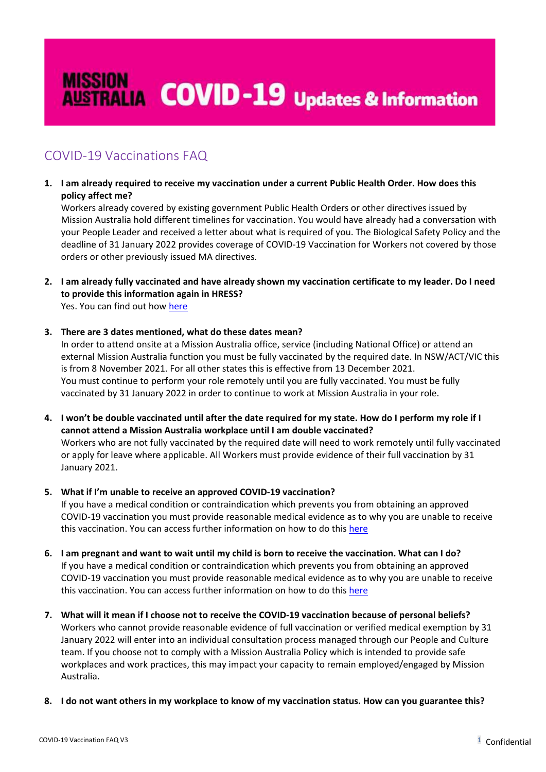# MISSION AUSTRALIA COVID-19 Updates & Information

## COVID-19 Vaccinations FAQ

1. **I am already required to receive my vaccination under a current Public Health Order. How does this policy affect me?**
   Workers already covered by existing government Public Health Orders or other directives issued by Mission Australia hold different timelines for vaccination. You would have already had a conversation with your People Leader and received a letter about what is required of you. The Biological Safety Policy and the deadline of 31 January 2022 provides coverage of COVID-19 Vaccination for Workers not covered by those orders or other previously issued MA directives.

2. **I am already fully vaccinated and have already shown my vaccination certificate to my leader. Do I need to provide this information again in HRESS?**
   Yes. You can find out how here

3. **There are 3 dates mentioned, what do these dates mean?**
   In order to attend onsite at a Mission Australia office, service (including National Office) or attend an external Mission Australia function you must be fully vaccinated by the required date. In NSW/ACT/VIC this is from 8 November 2021. For all other states this is effective from 13 December 2021.
   You must continue to perform your role remotely until you are fully vaccinated. You must be fully vaccinated by 31 January 2022 in order to continue to work at Mission Australia in your role.

4. **I won't be double vaccinated until after the date required for my state. How do I perform my role if I cannot attend a Mission Australia workplace until I am double vaccinated?**
   Workers who are not fully vaccinated by the required date will need to work remotely until fully vaccinated or apply for leave where applicable. All Workers must provide evidence of their full vaccination by 31 January 2021.

5. **What if I'm unable to receive an approved COVID-19 vaccination?**
   If you have a medical condition or contraindication which prevents you from obtaining an approved COVID-19 vaccination you must provide reasonable medical evidence as to why you are unable to receive this vaccination. You can access further information on how to do this here

6. **I am pregnant and want to wait until my child is born to receive the vaccination. What can I do?**
   If you have a medical condition or contraindication which prevents you from obtaining an approved COVID-19 vaccination you must provide reasonable medical evidence as to why you are unable to receive this vaccination. You can access further information on how to do this here

7. **What will it mean if I choose not to receive the COVID-19 vaccination because of personal beliefs?**
   Workers who cannot provide reasonable evidence of full vaccination or verified medical exemption by 31 January 2022 will enter into an individual consultation process managed through our People and Culture team. If you choose not to comply with a Mission Australia Policy which is intended to provide safe workplaces and work practices, this may impact your capacity to remain employed/engaged by Mission Australia.

8. **I do not want others in my workplace to know of my vaccination status. How can you guarantee this?**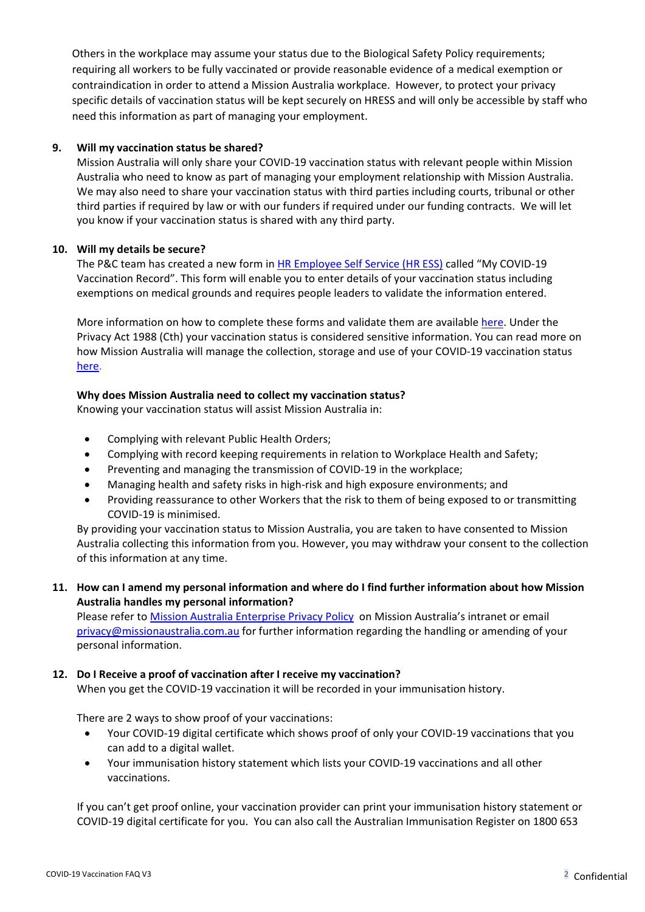Others in the workplace may assume your status due to the Biological Safety Policy requirements; requiring all workers to be fully vaccinated or provide reasonable evidence of a medical exemption or contraindication in order to attend a Mission Australia workplace. However, to protect your privacy specific details of vaccination status will be kept securely on HRESS and will only be accessible by staff who need this information as part of managing your employment.

9. **Will my vaccination status be shared?**
   Mission Australia will only share your COVID-19 vaccination status with relevant people within Mission Australia who need to know as part of managing your employment relationship with Mission Australia. We may also need to share your vaccination status with third parties including courts, tribunal or other third parties if required by law or with our funders if required under our funding contracts. We will let you know if your vaccination status is shared with any third party.

10. **Will my details be secure?**
    The P&C team has created a new form in [HR Employee Self Service (HR ESS)]() called "My COVID-19 Vaccination Record". This form will enable you to enter details of your vaccination status including exemptions on medical grounds and requires people leaders to validate the information entered.

    More information on how to complete these forms and validate them are available [here](). Under the Privacy Act 1988 (Cth) your vaccination status is considered sensitive information. You can read more on how Mission Australia will manage the collection, storage and use of your COVID-19 vaccination status [here]().

    **Why does Mission Australia need to collect my vaccination status?**
    Knowing your vaccination status will assist Mission Australia in:

    - Complying with relevant Public Health Orders;
    - Complying with record keeping requirements in relation to Workplace Health and Safety;
    - Preventing and managing the transmission of COVID-19 in the workplace;
    - Managing health and safety risks in high-risk and high exposure environments; and
    - Providing reassurance to other Workers that the risk to them of being exposed to or transmitting COVID-19 is minimised.

    By providing your vaccination status to Mission Australia, you are taken to have consented to Mission Australia collecting this information from you. However, you may withdraw your consent to the collection of this information at any time.

11. **How can I amend my personal information and where do I find further information about how Mission Australia handles my personal information?**
    Please refer to [Mission Australia Enterprise Privacy Policy]() on Mission Australia's intranet or email [privacy@missionaustralia.com.au](mailto:privacy@missionaustralia.com.au) for further information regarding the handling or amending of your personal information.

12. **Do I Receive a proof of vaccination after I receive my vaccination?**
    When you get the COVID-19 vaccination it will be recorded in your immunisation history.

    There are 2 ways to show proof of your vaccinations:
    - Your COVID-19 digital certificate which shows proof of only your COVID-19 vaccinations that you can add to a digital wallet.
    - Your immunisation history statement which lists your COVID-19 vaccinations and all other vaccinations.

    If you can't get proof online, your vaccination provider can print your immunisation history statement or COVID-19 digital certificate for you. You can also call the Australian Immunisation Register on 1800 653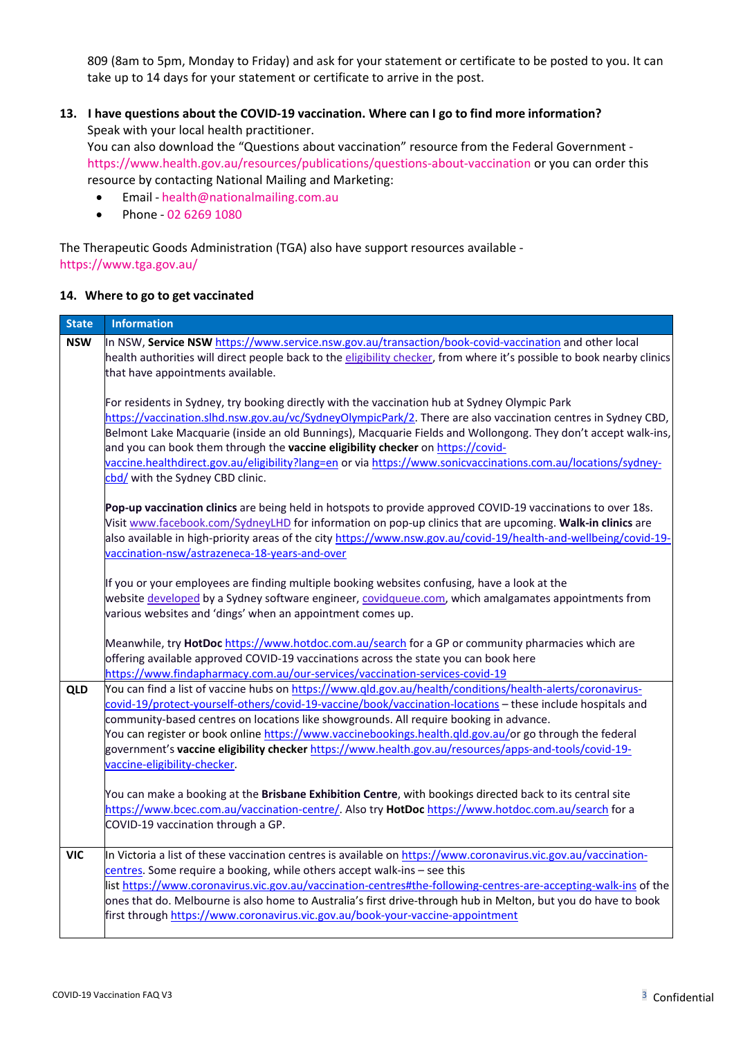809 (8am to 5pm, Monday to Friday) and ask for your statement or certificate to be posted to you. It can take up to 14 days for your statement or certificate to arrive in the post.

**13. I have questions about the COVID-19 vaccination. Where can I go to find more information?**

Speak with your local health practitioner.

You can also download the "Questions about vaccination" resource from the Federal Government - https://www.health.gov.au/resources/publications/questions-about-vaccination or you can order this resource by contacting National Mailing and Marketing:

- Email - health@nationalmailing.com.au
- Phone - 02 6269 1080

The Therapeutic Goods Administration (TGA) also have support resources available - https://www.tga.gov.au/

**14. Where to go to get vaccinated**

| State | Information |
|---|---|
| **NSW** | In NSW, **Service NSW** https://www.service.nsw.gov.au/transaction/book-covid-vaccination and other local health authorities will direct people back to the eligibility checker, from where it's possible to book nearby clinics that have appointments available.<br><br>For residents in Sydney, try booking directly with the vaccination hub at Sydney Olympic Park https://vaccination.slhd.nsw.gov.au/vc/SydneyOlympicPark/2. There are also vaccination centres in Sydney CBD, Belmont Lake Macquarie (inside an old Bunnings), Macquarie Fields and Wollongong. They don't accept walk-ins, and you can book them through the **vaccine eligibility checker** on https://covid-vaccine.healthdirect.gov.au/eligibility?lang=en or via https://www.sonicvaccinations.com.au/locations/sydney-cbd/ with the Sydney CBD clinic.<br><br>**Pop-up vaccination clinics** are being held in hotspots to provide approved COVID-19 vaccinations to over 18s. Visit www.facebook.com/SydneyLHD for information on pop-up clinics that are upcoming. **Walk-in clinics** are also available in high-priority areas of the city https://www.nsw.gov.au/covid-19/health-and-wellbeing/covid-19-vaccination-nsw/astrazeneca-18-years-and-over<br><br>If you or your employees are finding multiple booking websites confusing, have a look at the website developed by a Sydney software engineer, covidqueue.com, which amalgamates appointments from various websites and 'dings' when an appointment comes up.<br><br>Meanwhile, try **HotDoc** https://www.hotdoc.com.au/search for a GP or community pharmacies which are offering available approved COVID-19 vaccinations across the state you can book here https://www.findapharmacy.com.au/our-services/vaccination-services-covid-19 |
| **QLD** | You can find a list of vaccine hubs on https://www.qld.gov.au/health/conditions/health-alerts/coronavirus-covid-19/protect-yourself-others/covid-19-vaccine/book/vaccination-locations – these include hospitals and community-based centres on locations like showgrounds. All require booking in advance.<br>You can register or book online https://www.vaccinebookings.health.qld.gov.au/or go through the federal government's **vaccine eligibility checker** https://www.health.gov.au/resources/apps-and-tools/covid-19-vaccine-eligibility-checker.<br><br>You can make a booking at the **Brisbane Exhibition Centre**, with bookings directed back to its central site https://www.bcec.com.au/vaccination-centre/. Also try **HotDoc** https://www.hotdoc.com.au/search for a COVID-19 vaccination through a GP. |
| **VIC** | In Victoria a list of these vaccination centres is available on https://www.coronavirus.vic.gov.au/vaccination-centres. Some require a booking, while others accept walk-ins – see this list https://www.coronavirus.vic.gov.au/vaccination-centres#the-following-centres-are-accepting-walk-ins of the ones that do. Melbourne is also home to Australia's first drive-through hub in Melton, but you do have to book first through https://www.coronavirus.vic.gov.au/book-your-vaccine-appointment |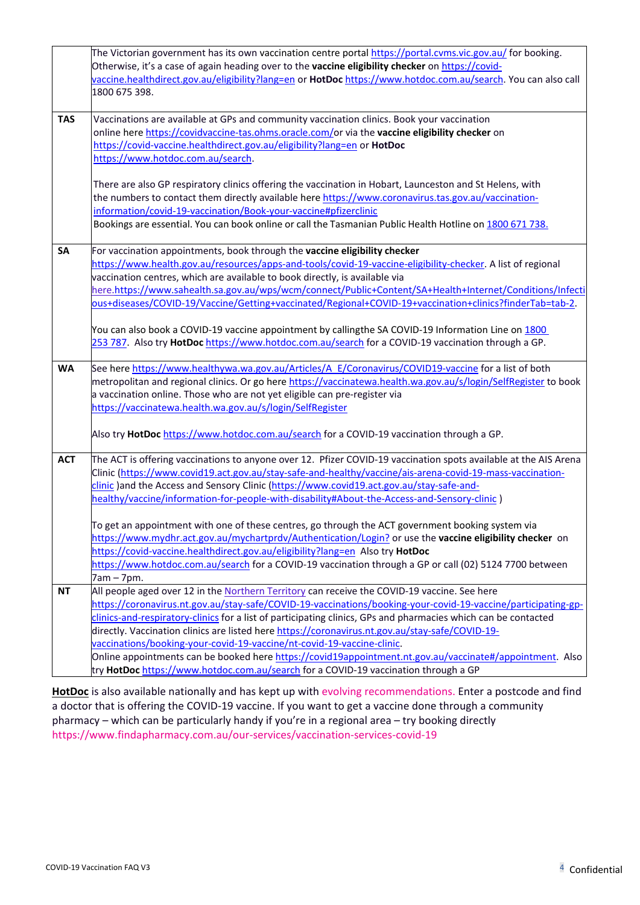| | |
|---|---|
| | The Victorian government has its own vaccination centre portal https://portal.cvms.vic.gov.au/ for booking. Otherwise, it's a case of again heading over to the **vaccine eligibility checker** on https://covid-vaccine.healthdirect.gov.au/eligibility?lang=en or **HotDoc** https://www.hotdoc.com.au/search. You can also call 1800 675 398. |
| **TAS** | Vaccinations are available at GPs and community vaccination clinics. Book your vaccination online here https://covidvaccine-tas.ohms.oracle.com/or via the **vaccine eligibility checker** on https://covid-vaccine.healthdirect.gov.au/eligibility?lang=en or **HotDoc** https://www.hotdoc.com.au/search.<br><br>There are also GP respiratory clinics offering the vaccination in Hobart, Launceston and St Helens, with the numbers to contact them directly available here https://www.coronavirus.tas.gov.au/vaccination-information/covid-19-vaccination/Book-your-vaccine#pfizerclinic<br>Bookings are essential. You can book online or call the Tasmanian Public Health Hotline on 1800 671 738. |
| **SA** | For vaccination appointments, book through the **vaccine eligibility checker** https://www.health.gov.au/resources/apps-and-tools/covid-19-vaccine-eligibility-checker. A list of regional vaccination centres, which are available to book directly, is available via here.https://www.sahealth.sa.gov.au/wps/wcm/connect/Public+Content/SA+Health+Internet/Conditions/Infectious+diseases/COVID-19/Vaccine/Getting+vaccinated/Regional+COVID-19+vaccination+clinics?finderTab=tab-2.<br><br>You can also book a COVID-19 vaccine appointment by callingthe SA COVID-19 Information Line on 1800 253 787. Also try **HotDoc** https://www.hotdoc.com.au/search for a COVID-19 vaccination through a GP. |
| **WA** | See here https://www.healthywa.wa.gov.au/Articles/A_E/Coronavirus/COVID19-vaccine for a list of both metropolitan and regional clinics. Or go here https://vaccinatewa.health.wa.gov.au/s/login/SelfRegister to book a vaccination online. Those who are not yet eligible can pre-register via https://vaccinatewa.health.wa.gov.au/s/login/SelfRegister<br><br>Also try **HotDoc** https://www.hotdoc.com.au/search for a COVID-19 vaccination through a GP. |
| **ACT** | The ACT is offering vaccinations to anyone over 12. Pfizer COVID-19 vaccination spots available at the AIS Arena Clinic (https://www.covid19.act.gov.au/stay-safe-and-healthy/vaccine/ais-arena-covid-19-mass-vaccination-clinic )and the Access and Sensory Clinic (https://www.covid19.act.gov.au/stay-safe-and-healthy/vaccine/information-for-people-with-disability#About-the-Access-and-Sensory-clinic )<br><br>To get an appointment with one of these centres, go through the ACT government booking system via https://www.mydhr.act.gov.au/mychartprdv/Authentication/Login? or use the **vaccine eligibility checker** on https://covid-vaccine.healthdirect.gov.au/eligibility?lang=en Also try **HotDoc** https://www.hotdoc.com.au/search for a COVID-19 vaccination through a GP or call (02) 5124 7700 between 7am – 7pm. |
| **NT** | All people aged over 12 in the Northern Territory can receive the COVID-19 vaccine. See here https://coronavirus.nt.gov.au/stay-safe/COVID-19-vaccinations/booking-your-covid-19-vaccine/participating-gp-clinics-and-respiratory-clinics for a list of participating clinics, GPs and pharmacies which can be contacted directly. Vaccination clinics are listed here https://coronavirus.nt.gov.au/stay-safe/COVID-19-vaccinations/booking-your-covid-19-vaccine/nt-covid-19-vaccine-clinic.<br>Online appointments can be booked here https://covid19appointment.nt.gov.au/vaccinate#/appointment. Also try **HotDoc** https://www.hotdoc.com.au/search for a COVID-19 vaccination through a GP |

**HotDoc** is also available nationally and has kept up with evolving recommendations. Enter a postcode and find a doctor that is offering the COVID-19 vaccine. If you want to get a vaccine done through a community pharmacy – which can be particularly handy if you're in a regional area – try booking directly https://www.findapharmacy.com.au/our-services/vaccination-services-covid-19